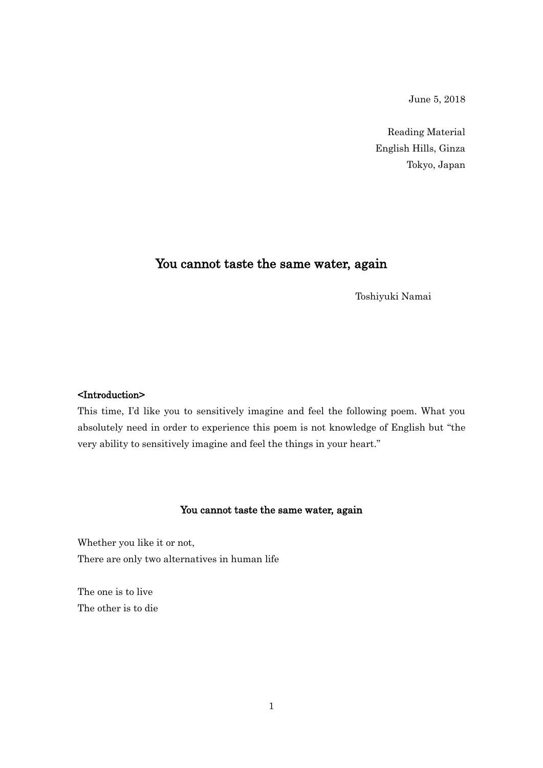June 5, 2018

Reading Material
English Hills, Ginza
Tokyo, Japan

# You cannot taste the same water, again

Toshiyuki Namai

**<Introduction>**

This time, I'd like you to sensitively imagine and feel the following poem. What you absolutely need in order to experience this poem is not knowledge of English but "the very ability to sensitively imagine and feel the things in your heart."

## You cannot taste the same water, again

Whether you like it or not,
There are only two alternatives in human life

The one is to live
The other is to die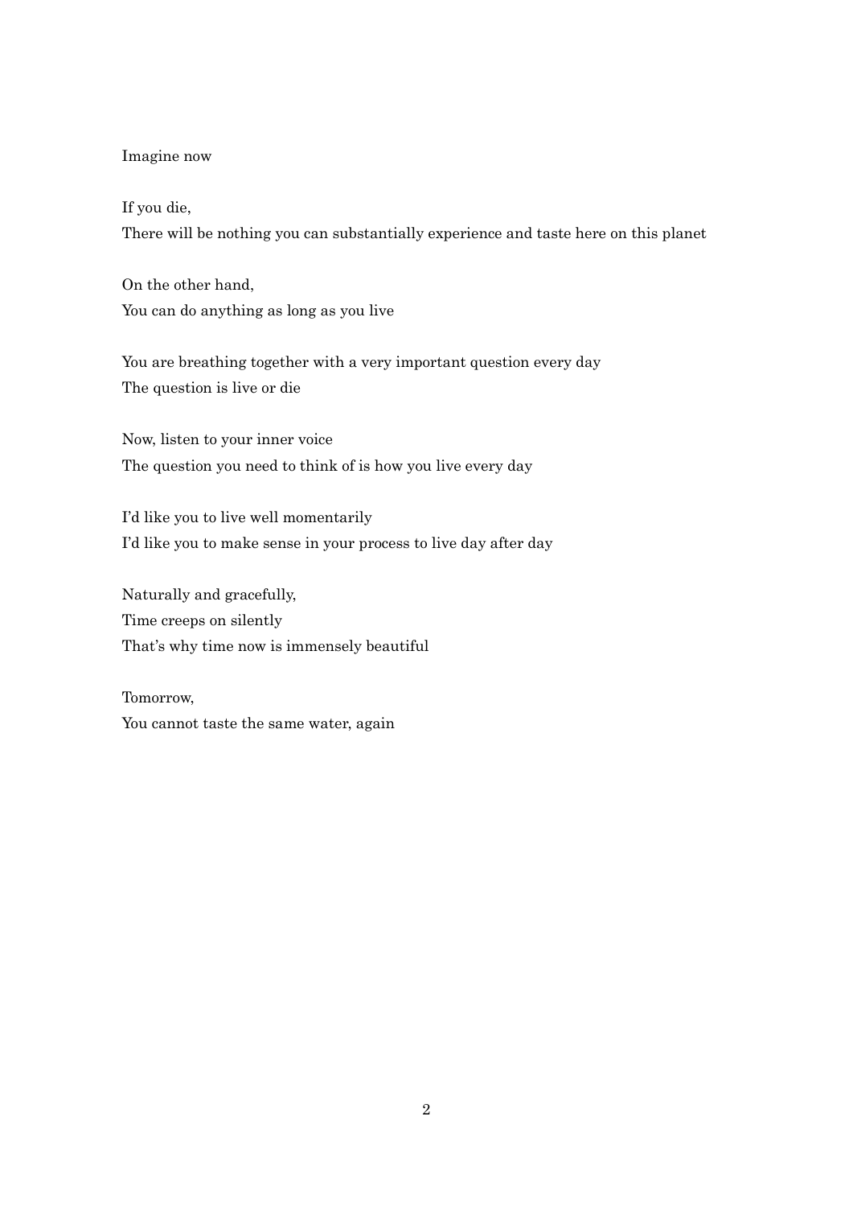Imagine now

If you die,
There will be nothing you can substantially experience and taste here on this planet

On the other hand,
You can do anything as long as you live

You are breathing together with a very important question every day
The question is live or die

Now, listen to your inner voice
The question you need to think of is how you live every day

I'd like you to live well momentarily
I'd like you to make sense in your process to live day after day

Naturally and gracefully,
Time creeps on silently
That's why time now is immensely beautiful

Tomorrow,
You cannot taste the same water, again